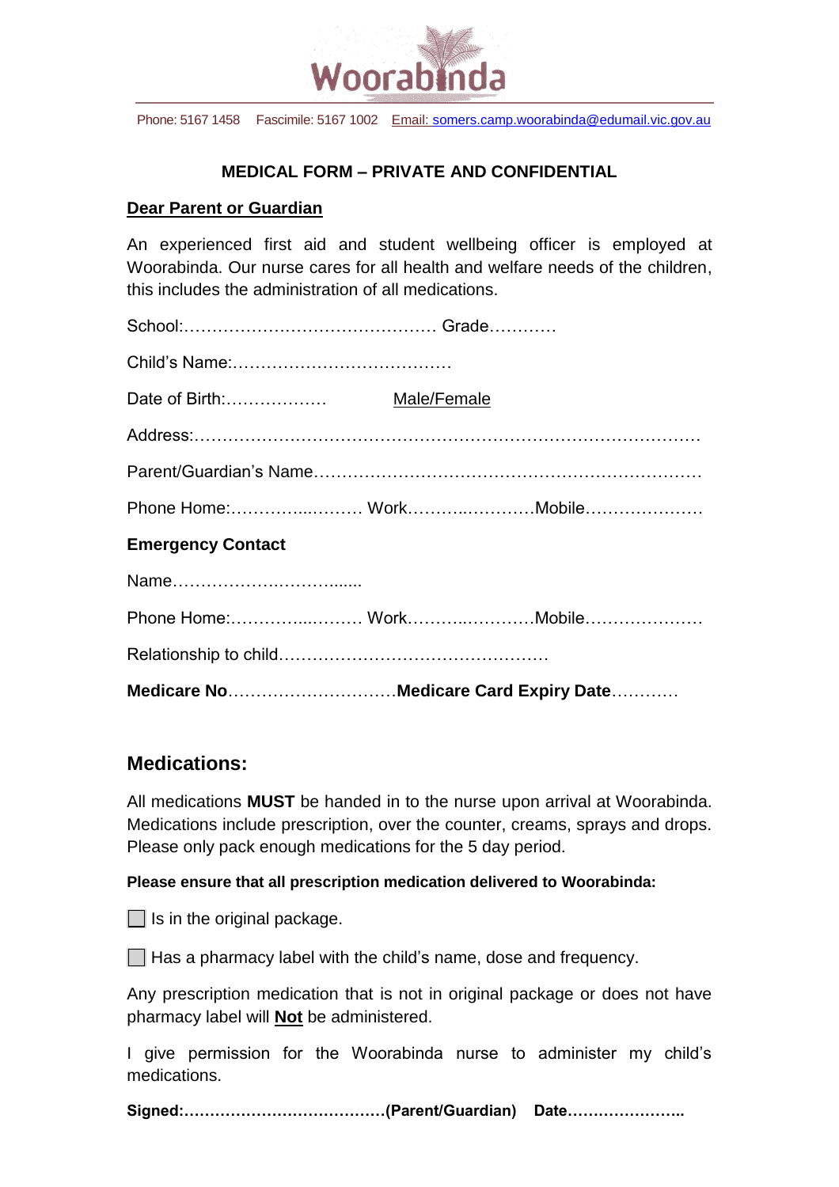Woorabinda

Phone: 5167 1458    Fascimile: 5167 1002    Email: somers.camp.woorabinda@edumail.vic.gov.au

## MEDICAL FORM – PRIVATE AND CONFIDENTIAL

**Dear Parent or Guardian**

An experienced first aid and student wellbeing officer is employed at Woorabinda. Our nurse cares for all health and welfare needs of the children, this includes the administration of all medications.

School:……………………………………… Grade…………

Child's Name:…………………………………

Date of Birth:………………    Male/Female

Address:……………………………………………………………………………

Parent/Guardian's Name…………………………………………………………

Phone Home:…………...……… Work……….…………Mobile…………………

**Emergency Contact**

Name…………………..………......

Phone Home:…………...……… Work……….…………Mobile…………………

Relationship to child…………………………………………

**Medicare No**…………………………**Medicare Card Expiry Date**…………

## Medications:

All medications **MUST** be handed in to the nurse upon arrival at Woorabinda. Medications include prescription, over the counter, creams, sprays and drops. Please only pack enough medications for the 5 day period.

**Please ensure that all prescription medication delivered to Woorabinda:**

☐ Is in the original package.

☐ Has a pharmacy label with the child's name, dose and frequency.

Any prescription medication that is not in original package or does not have pharmacy label will **Not** be administered.

I give permission for the Woorabinda nurse to administer my child's medications.

**Signed:…………………………………(Parent/Guardian)    Date…………………..**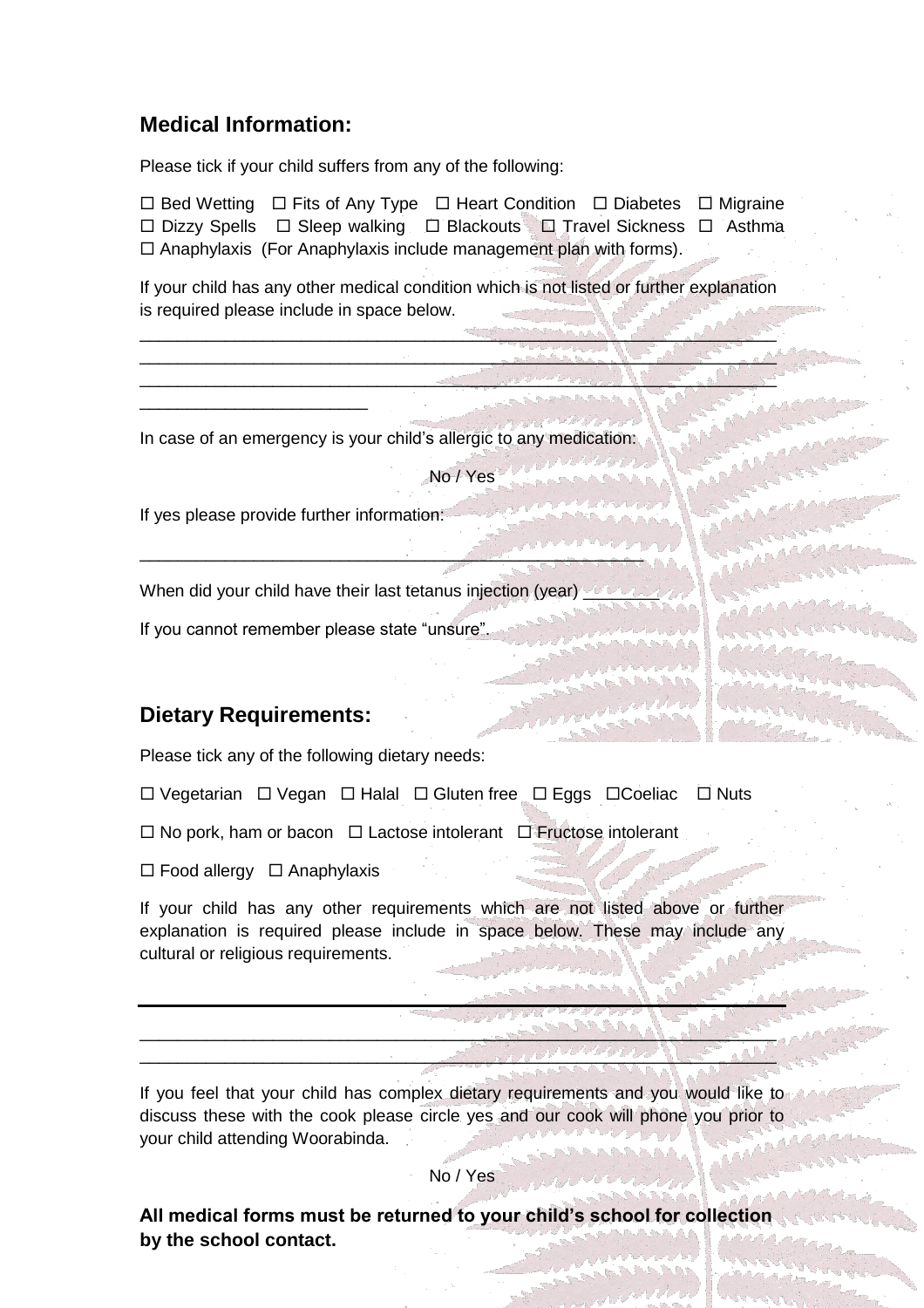## Medical Information:

Please tick if your child suffers from any of the following:

☐ Bed Wetting ☐ Fits of Any Type ☐ Heart Condition ☐ Diabetes ☐ Migraine
☐ Dizzy Spells ☐ Sleep walking ☐ Blackouts ☐ Travel Sickness ☐ Asthma
☐ Anaphylaxis (For Anaphylaxis include management plan with forms).

If your child has any other medical condition which is not listed or further explanation is required please include in space below.

______________________________________________________________________
______________________________________________________________________
______________________________________________________________________
________________________

In case of an emergency is your child's allergic to any medication:

No / Yes

If yes please provide further information:

_______________________________________________________

When did your child have their last tetanus injection (year) _______

If you cannot remember please state "unsure".

## Dietary Requirements:

Please tick any of the following dietary needs:

☐ Vegetarian ☐ Vegan ☐ Halal ☐ Gluten free ☐ Eggs ☐Coeliac ☐ Nuts

☐ No pork, ham or bacon ☐ Lactose intolerant ☐ Fructose intolerant

☐ Food allergy ☐ Anaphylaxis

If your child has any other requirements which are not listed above or further explanation is required please include in space below. These may include any cultural or religious requirements.

______________________________________________________________________
______________________________________________________________________
______________________________________________________________________

If you feel that your child has complex dietary requirements and you would like to discuss these with the cook please circle yes and our cook will phone you prior to your child attending Woorabinda.

No / Yes

**All medical forms must be returned to your child's school for collection by the school contact.**